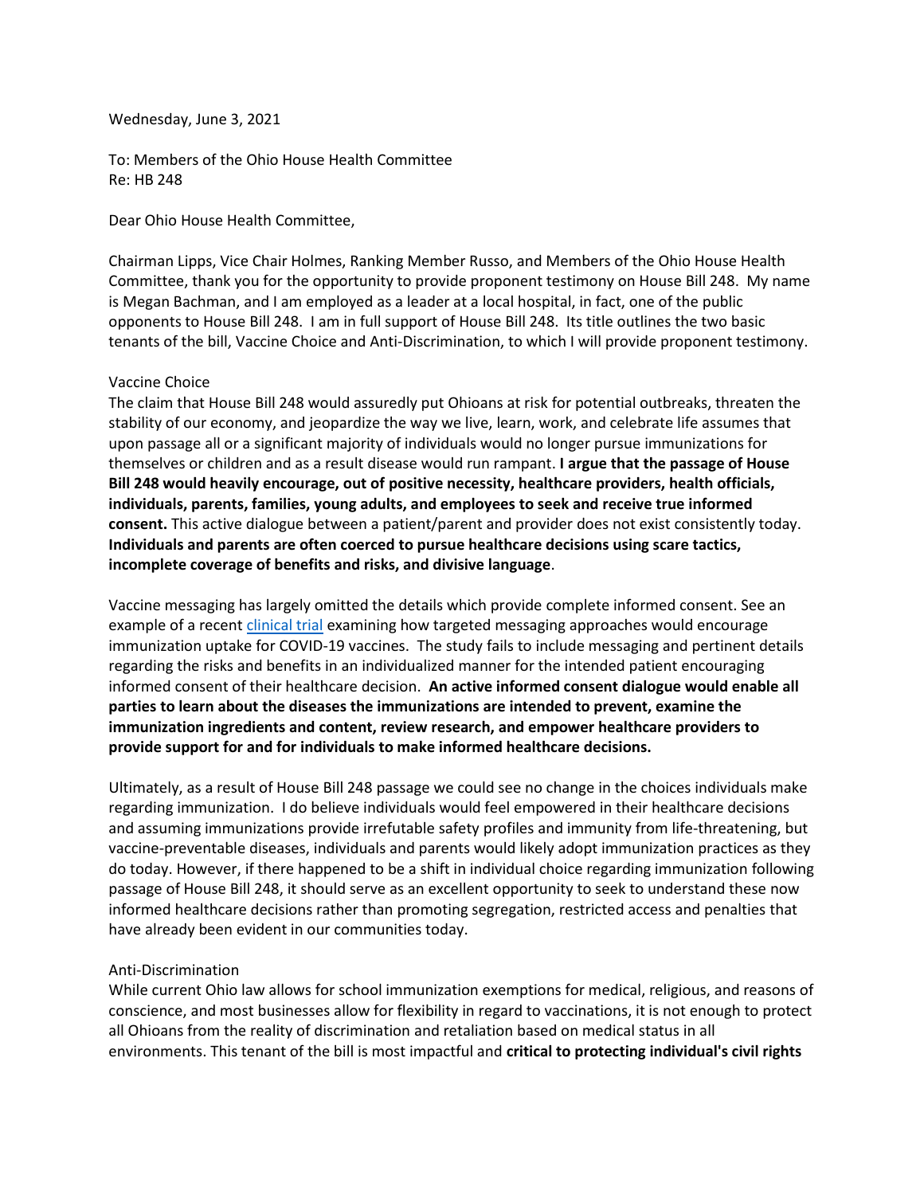Wednesday, June 3, 2021

To: Members of the Ohio House Health Committee
Re: HB 248

Dear Ohio House Health Committee,

Chairman Lipps, Vice Chair Holmes, Ranking Member Russo, and Members of the Ohio House Health Committee, thank you for the opportunity to provide proponent testimony on House Bill 248. My name is Megan Bachman, and I am employed as a leader at a local hospital, in fact, one of the public opponents to House Bill 248. I am in full support of House Bill 248. Its title outlines the two basic tenants of the bill, Vaccine Choice and Anti-Discrimination, to which I will provide proponent testimony.

Vaccine Choice

The claim that House Bill 248 would assuredly put Ohioans at risk for potential outbreaks, threaten the stability of our economy, and jeopardize the way we live, learn, work, and celebrate life assumes that upon passage all or a significant majority of individuals would no longer pursue immunizations for themselves or children and as a result disease would run rampant. **I argue that the passage of House Bill 248 would heavily encourage, out of positive necessity, healthcare providers, health officials, individuals, parents, families, young adults, and employees to seek and receive true informed consent.** This active dialogue between a patient/parent and provider does not exist consistently today. **Individuals and parents are often coerced to pursue healthcare decisions using scare tactics, incomplete coverage of benefits and risks, and divisive language**.

Vaccine messaging has largely omitted the details which provide complete informed consent. See an example of a recent clinical trial examining how targeted messaging approaches would encourage immunization uptake for COVID-19 vaccines. The study fails to include messaging and pertinent details regarding the risks and benefits in an individualized manner for the intended patient encouraging informed consent of their healthcare decision. **An active informed consent dialogue would enable all parties to learn about the diseases the immunizations are intended to prevent, examine the immunization ingredients and content, review research, and empower healthcare providers to provide support for and for individuals to make informed healthcare decisions.**

Ultimately, as a result of House Bill 248 passage we could see no change in the choices individuals make regarding immunization. I do believe individuals would feel empowered in their healthcare decisions and assuming immunizations provide irrefutable safety profiles and immunity from life-threatening, but vaccine-preventable diseases, individuals and parents would likely adopt immunization practices as they do today. However, if there happened to be a shift in individual choice regarding immunization following passage of House Bill 248, it should serve as an excellent opportunity to seek to understand these now informed healthcare decisions rather than promoting segregation, restricted access and penalties that have already been evident in our communities today.

Anti-Discrimination

While current Ohio law allows for school immunization exemptions for medical, religious, and reasons of conscience, and most businesses allow for flexibility in regard to vaccinations, it is not enough to protect all Ohioans from the reality of discrimination and retaliation based on medical status in all environments. This tenant of the bill is most impactful and **critical to protecting individual's civil rights**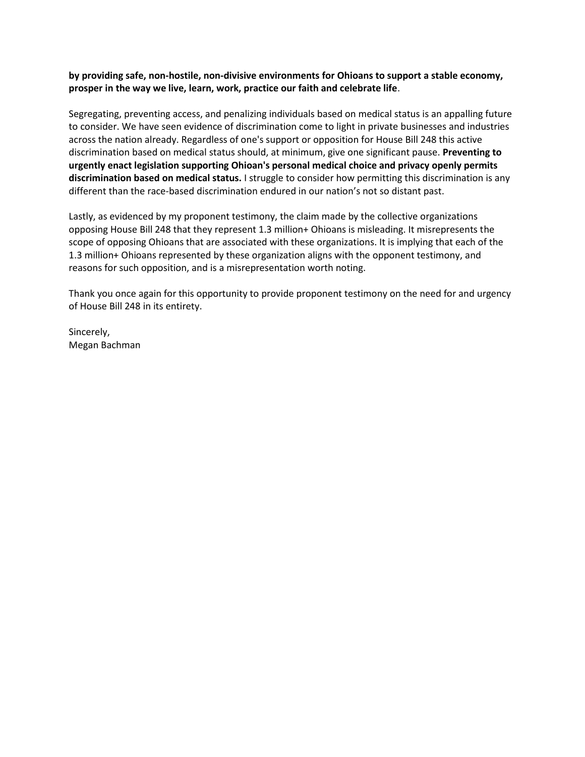**by providing safe, non-hostile, non-divisive environments for Ohioans to support a stable economy, prosper in the way we live, learn, work, practice our faith and celebrate life**.

Segregating, preventing access, and penalizing individuals based on medical status is an appalling future to consider. We have seen evidence of discrimination come to light in private businesses and industries across the nation already. Regardless of one's support or opposition for House Bill 248 this active discrimination based on medical status should, at minimum, give one significant pause. **Preventing to urgently enact legislation supporting Ohioan's personal medical choice and privacy openly permits discrimination based on medical status.** I struggle to consider how permitting this discrimination is any different than the race-based discrimination endured in our nation's not so distant past.

Lastly, as evidenced by my proponent testimony, the claim made by the collective organizations opposing House Bill 248 that they represent 1.3 million+ Ohioans is misleading. It misrepresents the scope of opposing Ohioans that are associated with these organizations. It is implying that each of the 1.3 million+ Ohioans represented by these organization aligns with the opponent testimony, and reasons for such opposition, and is a misrepresentation worth noting.

Thank you once again for this opportunity to provide proponent testimony on the need for and urgency of House Bill 248 in its entirety.

Sincerely,
Megan Bachman